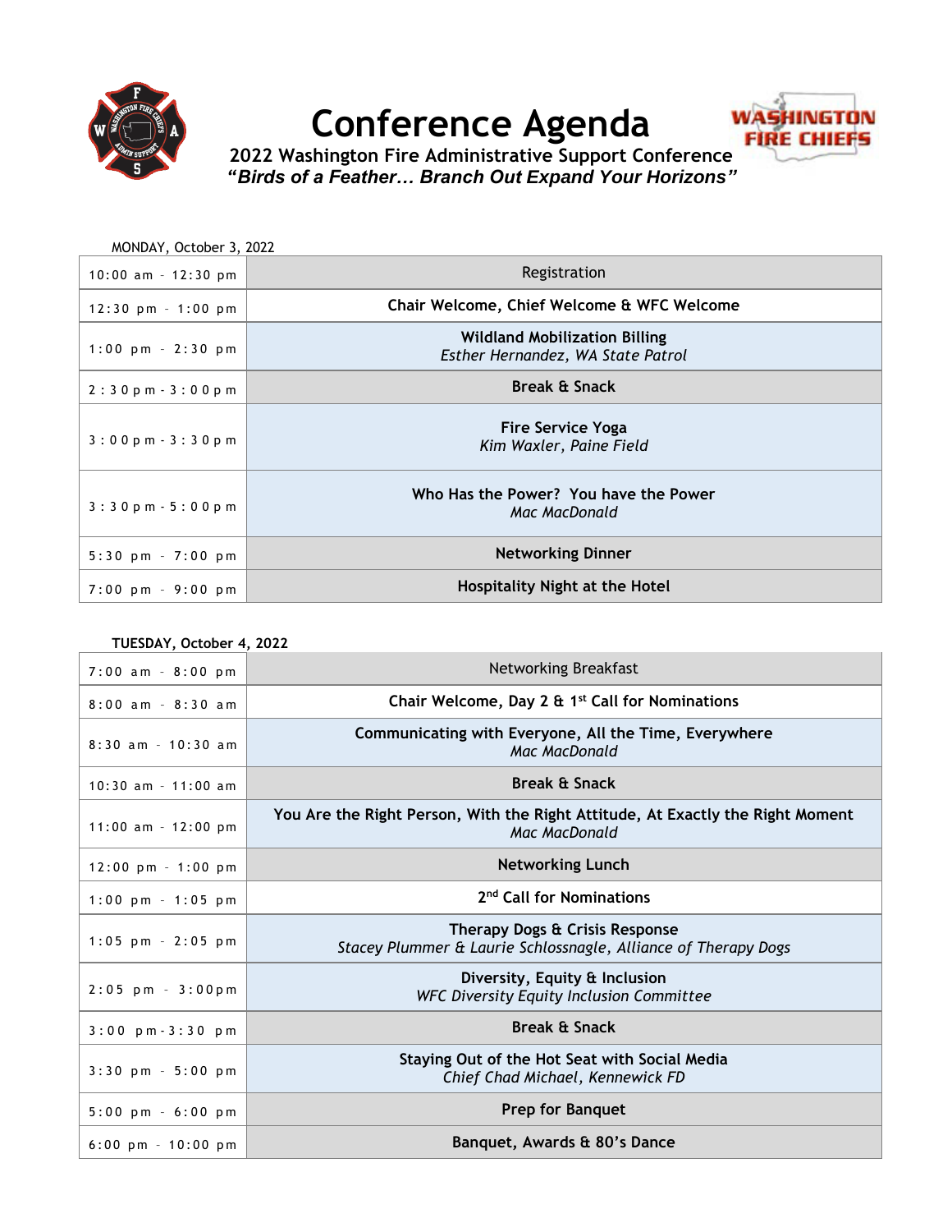# Conference Agenda

**2022 Washington Fire Administrative Support Conference**

***"Birds of a Feather… Branch Out Expand Your Horizons"***

MONDAY, October 3, 2022

| Time | Session |
|---|---|
| 10:00 am – 12:30 pm | Registration |
| 12:30 pm – 1:00 pm | **Chair Welcome, Chief Welcome & WFC Welcome** |
| 1:00 pm – 2:30 pm | **Wildland Mobilization Billing** *Esther Hernandez, WA State Patrol* |
| 2:30pm-3:00pm | **Break & Snack** |
| 3:00pm-3:30pm | **Fire Service Yoga** *Kim Waxler, Paine Field* |
| 3:30pm-5:00pm | **Who Has the Power? You have the Power** *Mac MacDonald* |
| 5:30 pm – 7:00 pm | **Networking Dinner** |
| 7:00 pm – 9:00 pm | **Hospitality Night at the Hotel** |

**TUESDAY, October 4, 2022**

| Time | Session |
|---|---|
| 7:00 am – 8:00 pm | Networking Breakfast |
| 8:00 am – 8:30 am | **Chair Welcome, Day 2 & 1st Call for Nominations** |
| 8:30 am – 10:30 am | **Communicating with Everyone, All the Time, Everywhere** *Mac MacDonald* |
| 10:30 am – 11:00 am | **Break & Snack** |
| 11:00 am – 12:00 pm | **You Are the Right Person, With the Right Attitude, At Exactly the Right Moment** *Mac MacDonald* |
| 12:00 pm – 1:00 pm | **Networking Lunch** |
| 1:00 pm – 1:05 pm | **2nd Call for Nominations** |
| 1:05 pm – 2:05 pm | **Therapy Dogs & Crisis Response** *Stacey Plummer & Laurie Schlossnagle, Alliance of Therapy Dogs* |
| 2:05 pm – 3:00pm | **Diversity, Equity & Inclusion** *WFC Diversity Equity Inclusion Committee* |
| 3:00 pm-3:30 pm | **Break & Snack** |
| 3:30 pm – 5:00 pm | **Staying Out of the Hot Seat with Social Media** *Chief Chad Michael, Kennewick FD* |
| 5:00 pm – 6:00 pm | **Prep for Banquet** |
| 6:00 pm – 10:00 pm | **Banquet, Awards & 80's Dance** |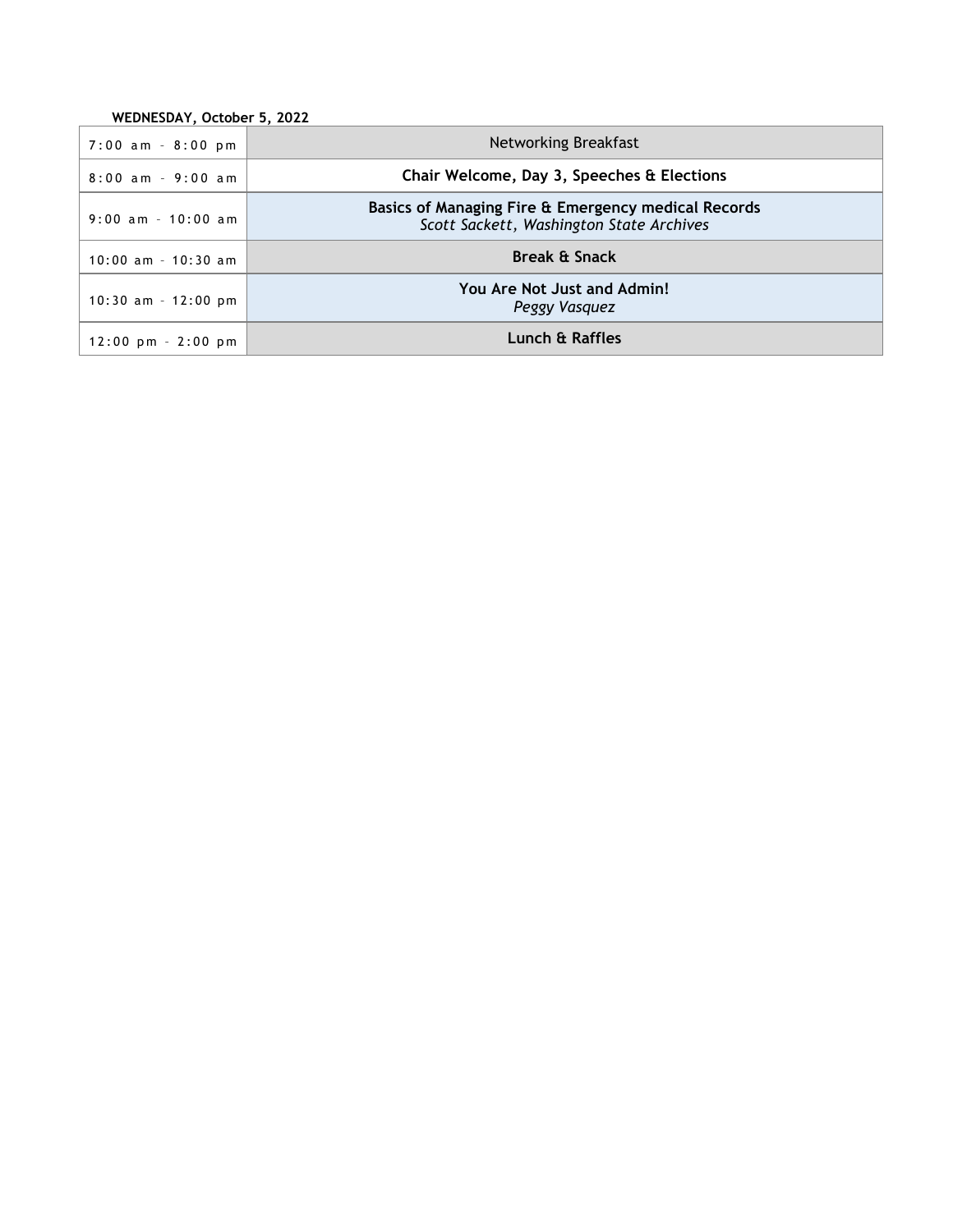**WEDNESDAY, October 5, 2022**

| | |
|---|---|
| 7:00 am – 8:00 pm | Networking Breakfast |
| 8:00 am – 9:00 am | **Chair Welcome, Day 3, Speeches & Elections** |
| 9:00 am – 10:00 am | **Basics of Managing Fire & Emergency medical Records**<br>*Scott Sackett, Washington State Archives* |
| 10:00 am – 10:30 am | **Break & Snack** |
| 10:30 am – 12:00 pm | **You Are Not Just and Admin!**<br>*Peggy Vasquez* |
| 12:00 pm – 2:00 pm | **Lunch & Raffles** |